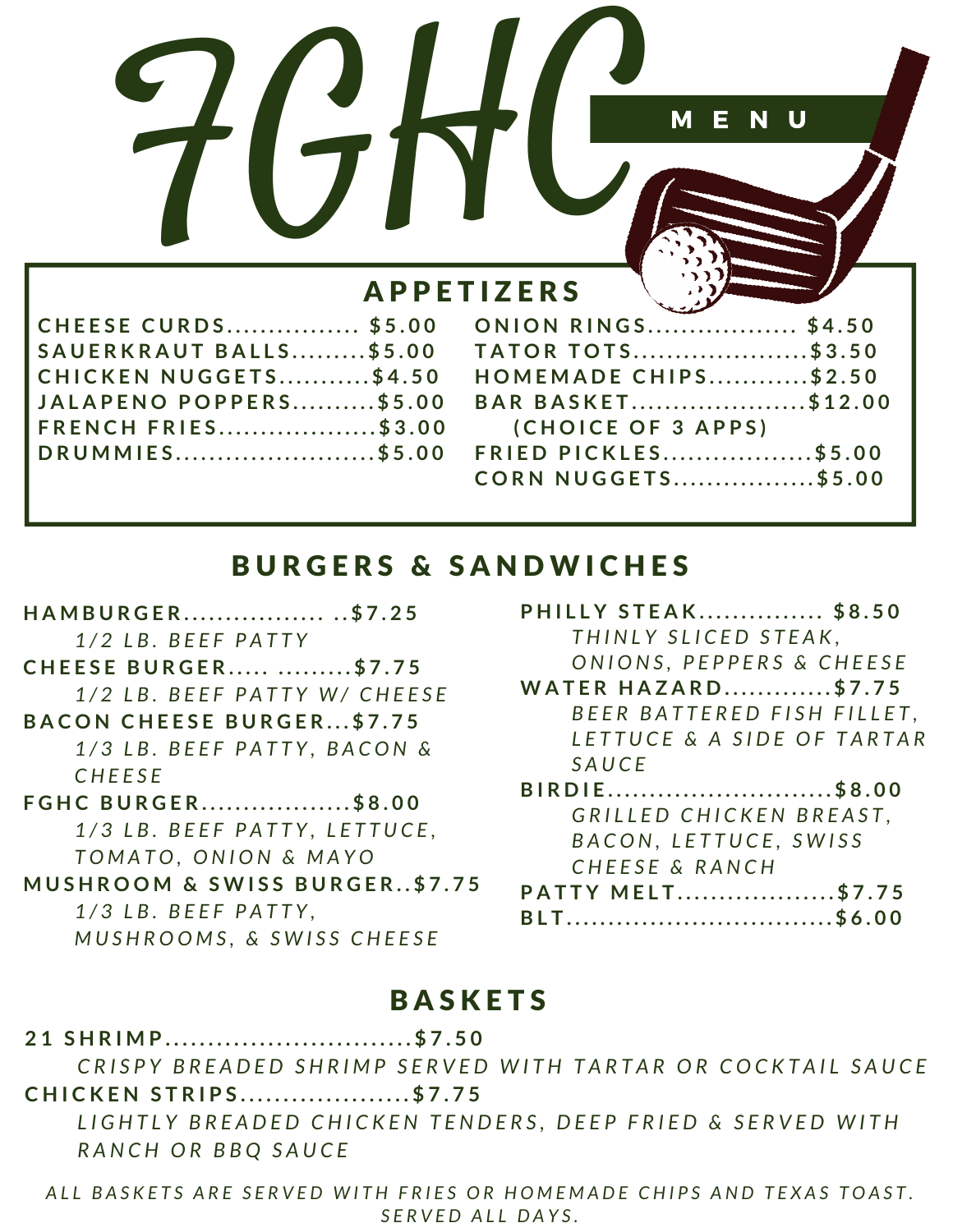# FGHC

## MENU

## APPETIZERS

CHEESE CURDS............... $5.00
SAUERKRAUT BALLS.........$5.00
CHICKEN NUGGETS..........$4.50
JALAPENO POPPERS.........$5.00
FRENCH FRIES..................$3.00
DRUMMIES.......................$5.00
ONION RINGS................. $4.50
TATOR TOTS....................$3.50
HOMEMADE CHIPS...........$2.50
BAR BASKET....................$12.00
(CHOICE OF 3 APPS)
FRIED PICKLES.................$5.00
CORN NUGGETS................$5.00

## BURGERS & SANDWICHES

**HAMBURGER................. ..$7.25**
*1/2 LB. BEEF PATTY*

**CHEESE BURGER..... .........$7.75**
*1/2 LB. BEEF PATTY W/ CHEESE*

**BACON CHEESE BURGER...$7.75**
*1/3 LB. BEEF PATTY, BACON & CHEESE*

**FGHC BURGER..................$8.00**
*1/3 LB. BEEF PATTY, LETTUCE, TOMATO, ONION & MAYO*

**MUSHROOM & SWISS BURGER..$7.75**
*1/3 LB. BEEF PATTY, MUSHROOMS, & SWISS CHEESE*

**PHILLY STEAK............... $8.50**
*THINLY SLICED STEAK, ONIONS, PEPPERS & CHEESE*

**WATER HAZARD.............$7.75**
*BEER BATTERED FISH FILLET, LETTUCE & A SIDE OF TARTAR SAUCE*

**BIRDIE...........................$8.00**
*GRILLED CHICKEN BREAST, BACON, LETTUCE, SWISS CHEESE & RANCH*

**PATTY MELT...................$7.75**

**BLT................................$6.00**

## BASKETS

**21 SHRIMP............................$7.50**
*CRISPY BREADED SHRIMP SERVED WITH TARTAR OR COCKTAIL SAUCE*

**CHICKEN STRIPS...................$7.75**
*LIGHTLY BREADED CHICKEN TENDERS, DEEP FRIED & SERVED WITH RANCH OR BBQ SAUCE*

*ALL BASKETS ARE SERVED WITH FRIES OR HOMEMADE CHIPS AND TEXAS TOAST. SERVED ALL DAYS.*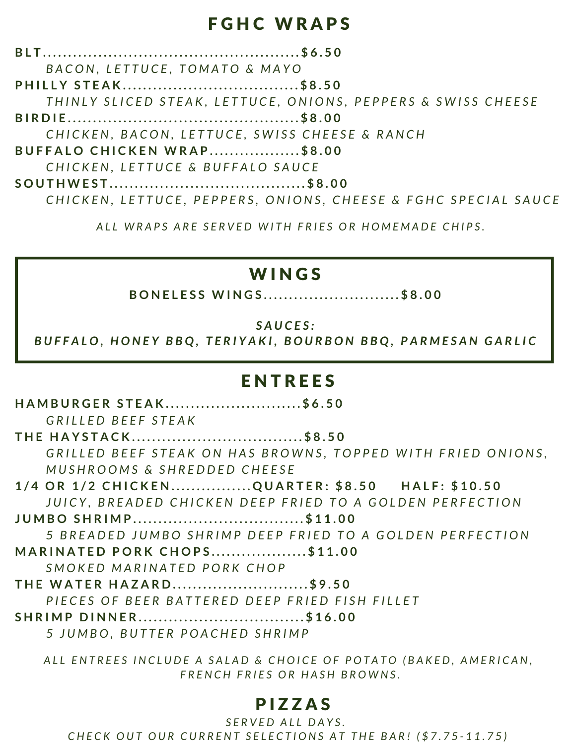## FGHC WRAPS

**BLT..................................................$6.50**
*BACON, LETTUCE, TOMATO & MAYO*

**PHILLY STEAK..................................$8.50**
*THINLY SLICED STEAK, LETTUCE, ONIONS, PEPPERS & SWISS CHEESE*

**BIRDIE.............................................$8.00**
*CHICKEN, BACON, LETTUCE, SWISS CHEESE & RANCH*

**BUFFALO CHICKEN WRAP..................$8.00**
*CHICKEN, LETTUCE & BUFFALO SAUCE*

**SOUTHWEST.......................................$8.00**
*CHICKEN, LETTUCE, PEPPERS, ONIONS, CHEESE & FGHC SPECIAL SAUCE*

*ALL WRAPS ARE SERVED WITH FRIES OR HOMEMADE CHIPS.*

## WINGS

**BONELESS WINGS...........................$8.00**

***SAUCES:***
***BUFFALO, HONEY BBQ, TERIYAKI, BOURBON BBQ, PARMESAN GARLIC***

## ENTREES

**HAMBURGER STEAK...........................$6.50**
*GRILLED BEEF STEAK*

**THE HAYSTACK..................................$8.50**
*GRILLED BEEF STEAK ON HAS BROWNS, TOPPED WITH FRIED ONIONS, MUSHROOMS & SHREDDED CHEESE*

**1/4 OR 1/2 CHICKEN................QUARTER: $8.50 HALF: $10.50**
*JUICY, BREADED CHICKEN DEEP FRIED TO A GOLDEN PERFECTION*

**JUMBO SHRIMP..................................$11.00**
*5 BREADED JUMBO SHRIMP DEEP FRIED TO A GOLDEN PERFECTION*

**MARINATED PORK CHOPS...................$11.00**
*SMOKED MARINATED PORK CHOP*

**THE WATER HAZARD...........................$9.50**
*PIECES OF BEER BATTERED DEEP FRIED FISH FILLET*

**SHRIMP DINNER.................................$16.00**
*5 JUMBO, BUTTER POACHED SHRIMP*

*ALL ENTREES INCLUDE A SALAD & CHOICE OF POTATO (BAKED, AMERICAN, FRENCH FRIES OR HASH BROWNS.*

## PIZZAS

*SERVED ALL DAYS.*
*CHECK OUT OUR CURRENT SELECTIONS AT THE BAR! ($7.75-11.75)*